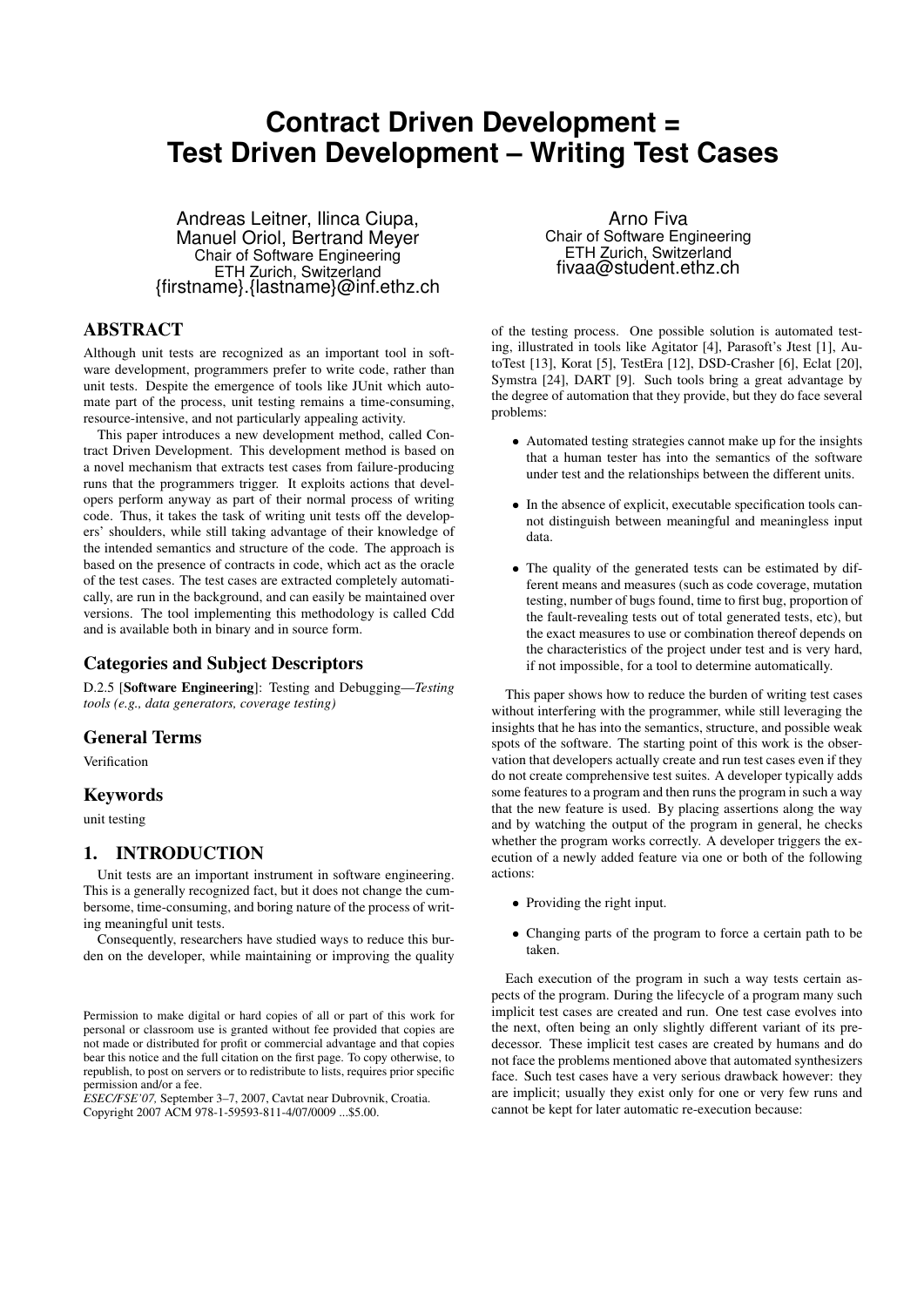# Contract Driven Development = Test Driven Development – Writing Test Cases

Andreas Leitner, Ilinca Ciupa, Manuel Oriol, Bertrand Meyer
Chair of Software Engineering
ETH Zurich, Switzerland
{firstname}.{lastname}@inf.ethz.ch

Arno Fiva
Chair of Software Engineering
ETH Zurich, Switzerland
fivaa@student.ethz.ch

## ABSTRACT

Although unit tests are recognized as an important tool in software development, programmers prefer to write code, rather than unit tests. Despite the emergence of tools like JUnit which automate part of the process, unit testing remains a time-consuming, resource-intensive, and not particularly appealing activity.

This paper introduces a new development method, called Contract Driven Development. This development method is based on a novel mechanism that extracts test cases from failure-producing runs that the programmers trigger. It exploits actions that developers perform anyway as part of their normal process of writing code. Thus, it takes the task of writing unit tests off the developers' shoulders, while still taking advantage of their knowledge of the intended semantics and structure of the code. The approach is based on the presence of contracts in code, which act as the oracle of the test cases. The test cases are extracted completely automatically, are run in the background, and can easily be maintained over versions. The tool implementing this methodology is called Cdd and is available both in binary and in source form.

## Categories and Subject Descriptors

D.2.5 [**Software Engineering**]: Testing and Debugging—*Testing tools (e.g., data generators, coverage testing)*

## General Terms

Verification

## Keywords

unit testing

## 1. INTRODUCTION

Unit tests are an important instrument in software engineering. This is a generally recognized fact, but it does not change the cumbersome, time-consuming, and boring nature of the process of writing meaningful unit tests.

Consequently, researchers have studied ways to reduce this burden on the developer, while maintaining or improving the quality of the testing process. One possible solution is automated testing, illustrated in tools like Agitator [4], Parasoft's Jtest [1], AutoTest [13], Korat [5], TestEra [12], DSD-Crasher [6], Eclat [20], Symstra [24], DART [9]. Such tools bring a great advantage by the degree of automation that they provide, but they do face several problems:

- Automated testing strategies cannot make up for the insights that a human tester has into the semantics of the software under test and the relationships between the different units.
- In the absence of explicit, executable specification tools cannot distinguish between meaningful and meaningless input data.
- The quality of the generated tests can be estimated by different means and measures (such as code coverage, mutation testing, number of bugs found, time to first bug, proportion of the fault-revealing tests out of total generated tests, etc), but the exact measures to use or combination thereof depends on the characteristics of the project under test and is very hard, if not impossible, for a tool to determine automatically.

This paper shows how to reduce the burden of writing test cases without interfering with the programmer, while still leveraging the insights that he has into the semantics, structure, and possible weak spots of the software. The starting point of this work is the observation that developers actually create and run test cases even if they do not create comprehensive test suites. A developer typically adds some features to a program and then runs the program in such a way that the new feature is used. By placing assertions along the way and by watching the output of the program in general, he checks whether the program works correctly. A developer triggers the execution of a newly added feature via one or both of the following actions:

- Providing the right input.
- Changing parts of the program to force a certain path to be taken.

Each execution of the program in such a way tests certain aspects of the program. During the lifecycle of a program many such implicit test cases are created and run. One test case evolves into the next, often being an only slightly different variant of its predecessor. These implicit test cases are created by humans and do not face the problems mentioned above that automated synthesizers face. Such test cases have a very serious drawback however: they are implicit; usually they exist only for one or very few runs and cannot be kept for later automatic re-execution because:

Permission to make digital or hard copies of all or part of this work for personal or classroom use is granted without fee provided that copies are not made or distributed for profit or commercial advantage and that copies bear this notice and the full citation on the first page. To copy otherwise, to republish, to post on servers or to redistribute to lists, requires prior specific permission and/or a fee.
*ESEC/FSE'07,* September 3–7, 2007, Cavtat near Dubrovnik, Croatia.
Copyright 2007 ACM 978-1-59593-811-4/07/0009 ...$5.00.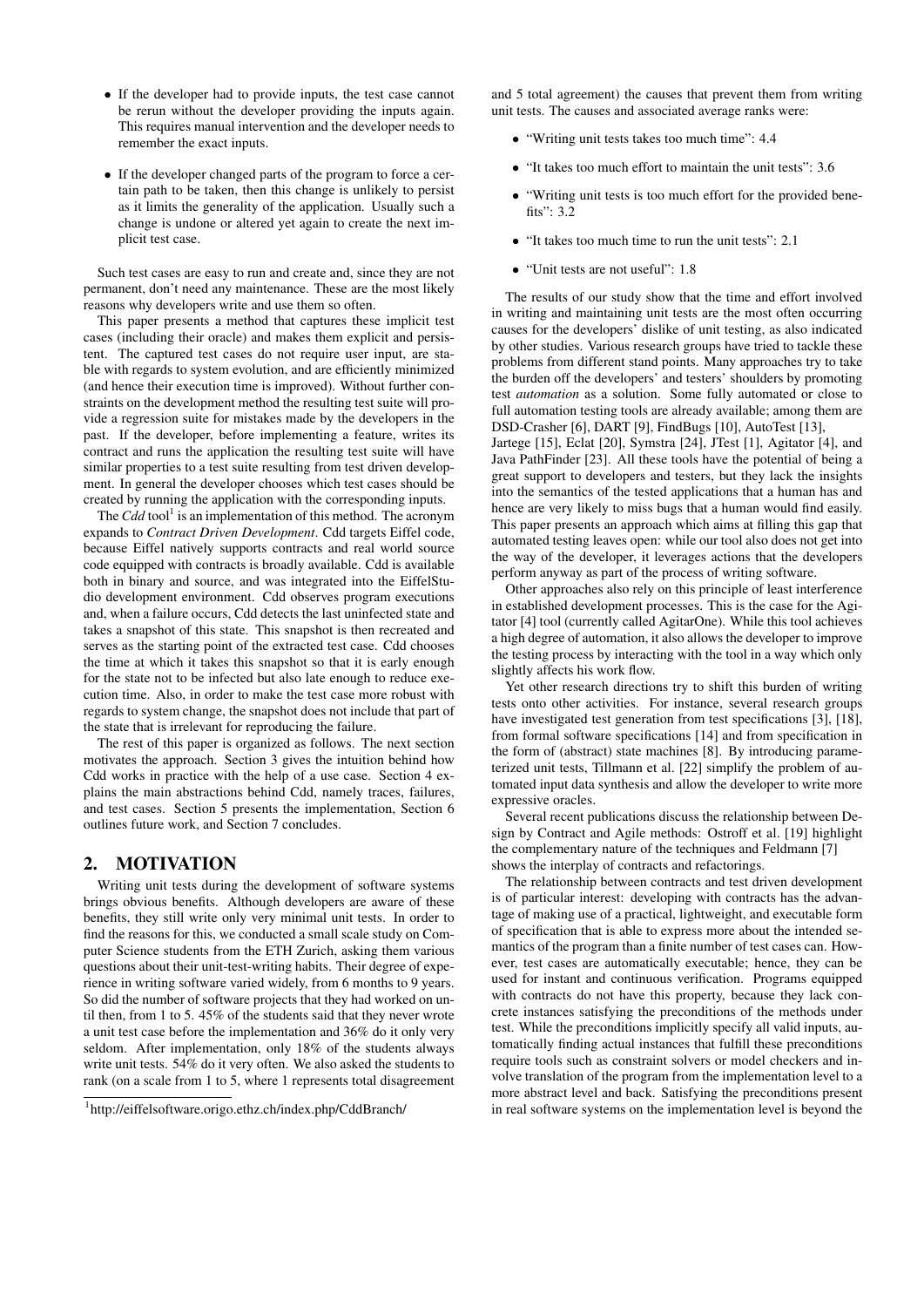- If the developer had to provide inputs, the test case cannot be rerun without the developer providing the inputs again. This requires manual intervention and the developer needs to remember the exact inputs.
- If the developer changed parts of the program to force a certain path to be taken, then this change is unlikely to persist as it limits the generality of the application. Usually such a change is undone or altered yet again to create the next implicit test case.

Such test cases are easy to run and create and, since they are not permanent, don't need any maintenance. These are the most likely reasons why developers write and use them so often.

This paper presents a method that captures these implicit test cases (including their oracle) and makes them explicit and persistent. The captured test cases do not require user input, are stable with regards to system evolution, and are efficiently minimized (and hence their execution time is improved). Without further constraints on the development method the resulting test suite will provide a regression suite for mistakes made by the developers in the past. If the developer, before implementing a feature, writes its contract and runs the application the resulting test suite will have similar properties to a test suite resulting from test driven development. In general the developer chooses which test cases should be created by running the application with the corresponding inputs.

The *Cdd* tool[1] is an implementation of this method. The acronym expands to *Contract Driven Development*. Cdd targets Eiffel code, because Eiffel natively supports contracts and real world source code equipped with contracts is broadly available. Cdd is available both in binary and source, and was integrated into the EiffelStudio development environment. Cdd observes program executions and, when a failure occurs, Cdd detects the last uninfected state and takes a snapshot of this state. This snapshot is then recreated and serves as the starting point of the extracted test case. Cdd chooses the time at which it takes this snapshot so that it is early enough for the state not to be infected but also late enough to reduce execution time. Also, in order to make the test case more robust with regards to system change, the snapshot does not include that part of the state that is irrelevant for reproducing the failure.

The rest of this paper is organized as follows. The next section motivates the approach. Section 3 gives the intuition behind how Cdd works in practice with the help of a use case. Section 4 explains the main abstractions behind Cdd, namely traces, failures, and test cases. Section 5 presents the implementation, Section 6 outlines future work, and Section 7 concludes.

## 2. MOTIVATION

Writing unit tests during the development of software systems brings obvious benefits. Although developers are aware of these benefits, they still write only very minimal unit tests. In order to find the reasons for this, we conducted a small scale study on Computer Science students from the ETH Zurich, asking them various questions about their unit-test-writing habits. Their degree of experience in writing software varied widely, from 6 months to 9 years. So did the number of software projects that they had worked on until then, from 1 to 5. 45% of the students said that they never wrote a unit test case before the implementation and 36% do it only very seldom. After implementation, only 18% of the students always write unit tests. 54% do it very often. We also asked the students to rank (on a scale from 1 to 5, where 1 represents total disagreement and 5 total agreement) the causes that prevent them from writing unit tests. The causes and associated average ranks were:

- "Writing unit tests takes too much time": 4.4
- "It takes too much effort to maintain the unit tests": 3.6
- "Writing unit tests is too much effort for the provided benefits": 3.2
- "It takes too much time to run the unit tests": 2.1
- "Unit tests are not useful": 1.8

The results of our study show that the time and effort involved in writing and maintaining unit tests are the most often occurring causes for the developers' dislike of unit testing, as also indicated by other studies. Various research groups have tried to tackle these problems from different stand points. Many approaches try to take the burden off the developers' and testers' shoulders by promoting test *automation* as a solution. Some fully automated or close to full automation testing tools are already available; among them are DSD-Crasher [6], DART [9], FindBugs [10], AutoTest [13], Jartege [15], Eclat [20], Symstra [24], JTest [1], Agitator [4], and Java PathFinder [23]. All these tools have the potential of being a great support to developers and testers, but they lack the insights into the semantics of the tested applications that a human has and hence are very likely to miss bugs that a human would find easily. This paper presents an approach which aims at filling this gap that automated testing leaves open: while our tool also does not get into the way of the developer, it leverages actions that the developers perform anyway as part of the process of writing software.

Other approaches also rely on this principle of least interference in established development processes. This is the case for the Agitator [4] tool (currently called AgitarOne). While this tool achieves a high degree of automation, it also allows the developer to improve the testing process by interacting with the tool in a way which only slightly affects his work flow.

Yet other research directions try to shift this burden of writing tests onto other activities. For instance, several research groups have investigated test generation from test specifications [3], [18], from formal software specifications [14] and from specification in the form of (abstract) state machines [8]. By introducing parameterized unit tests, Tillmann et al. [22] simplify the problem of automated input data synthesis and allow the developer to write more expressive oracles.

Several recent publications discuss the relationship between Design by Contract and Agile methods: Ostroff et al. [19] highlight the complementary nature of the techniques and Feldmann [7] shows the interplay of contracts and refactorings.

The relationship between contracts and test driven development is of particular interest: developing with contracts has the advantage of making use of a practical, lightweight, and executable form of specification that is able to express more about the intended semantics of the program than a finite number of test cases can. However, test cases are automatically executable; hence, they can be used for instant and continuous verification. Programs equipped with contracts do not have this property, because they lack concrete instances satisfying the preconditions of the methods under test. While the preconditions implicitly specify all valid inputs, automatically finding actual instances that fulfill these preconditions require tools such as constraint solvers or model checkers and involve translation of the program from the implementation level to a more abstract level and back. Satisfying the preconditions present in real software systems on the implementation level is beyond the

[1] http://eiffelsoftware.origo.ethz.ch/index.php/CddBranch/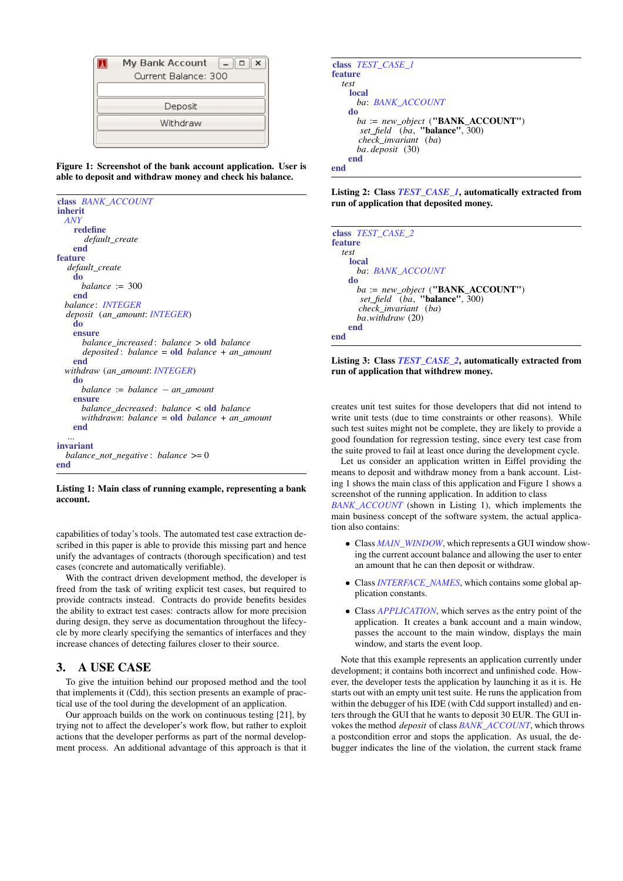Figure 1: Screenshot of the bank account application. User is able to deposit and withdraw money and check his balance.

```
class BANK_ACCOUNT
inherit
  ANY
    redefine
      default_create
    end
feature
  default_create
    do
      balance := 300
    end
  balance: INTEGER
  deposit (an_amount: INTEGER)
    do
    ensure
      balance_increased: balance > old balance
      deposited: balance = old balance + an_amount
    end
  withdraw (an_amount: INTEGER)
    do
      balance := balance − an_amount
    ensure
      balance_decreased: balance < old balance
      withdrawn: balance = old balance + an_amount
    end
  ...
invariant
  balance_not_negative: balance >= 0
end
```

**Listing 1: Main class of running example, representing a bank account.**

capabilities of today's tools. The automated test case extraction described in this paper is able to provide this missing part and hence unify the advantages of contracts (thorough specification) and test cases (concrete and automatically verifiable).

With the contract driven development method, the developer is freed from the task of writing explicit test cases, but required to provide contracts instead. Contracts do provide benefits besides the ability to extract test cases: contracts allow for more precision during design, they serve as documentation throughout the lifecycle by more clearly specifying the semantics of interfaces and they increase chances of detecting failures closer to their source.

## 3. A USE CASE

To give the intuition behind our proposed method and the tool that implements it (Cdd), this section presents an example of practical use of the tool during the development of an application.

Our approach builds on the work on continuous testing [21], by trying not to affect the developer's work flow, but rather to exploit actions that the developer performs as part of the normal development process. An additional advantage of this approach is that it

```
class TEST_CASE_1
feature
  test
    local
      ba: BANK_ACCOUNT
    do
      ba := new_object ("BANK_ACCOUNT")
      set_field (ba, "balance", 300)
      check_invariant (ba)
      ba.deposit (30)
    end
end
```

**Listing 2: Class *TEST_CASE_1*, automatically extracted from run of application that deposited money.**

```
class TEST_CASE_2
feature
  test
    local
      ba: BANK_ACCOUNT
    do
      ba := new_object ("BANK_ACCOUNT")
      set_field (ba, "balance", 300)
      check_invariant (ba)
      ba.withdraw (20)
    end
end
```

**Listing 3: Class *TEST_CASE_2*, automatically extracted from run of application that withdrew money.**

creates unit test suites for those developers that did not intend to write unit tests (due to time constraints or other reasons). While such test suites might not be complete, they are likely to provide a good foundation for regression testing, since every test case from the suite proved to fail at least once during the development cycle.

Let us consider an application written in Eiffel providing the means to deposit and withdraw money from a bank account. Listing 1 shows the main class of this application and Figure 1 shows a screenshot of the running application. In addition to class *BANK_ACCOUNT* (shown in Listing 1), which implements the main business concept of the software system, the actual application also contains:

- Class *MAIN_WINDOW*, which represents a GUI window showing the current account balance and allowing the user to enter an amount that he can then deposit or withdraw.
- Class *INTERFACE_NAMES*, which contains some global application constants.
- Class *APPLICATION*, which serves as the entry point of the application. It creates a bank account and a main window, passes the account to the main window, displays the main window, and starts the event loop.

Note that this example represents an application currently under development; it contains both incorrect and unfinished code. However, the developer tests the application by launching it as it is. He starts out with an empty unit test suite. He runs the application from within the debugger of his IDE (with Cdd support installed) and enters through the GUI that he wants to deposit 30 EUR. The GUI invokes the method *deposit* of class *BANK_ACCOUNT*, which throws a postcondition error and stops the application. As usual, the debugger indicates the line of the violation, the current stack frame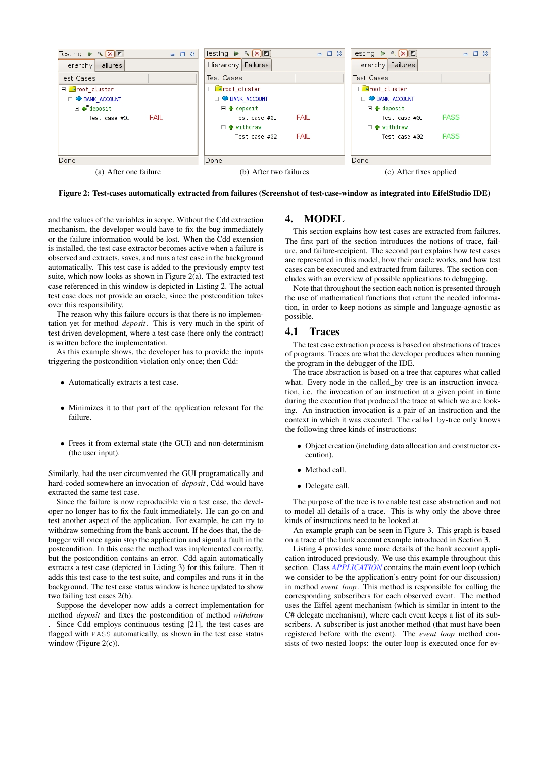Figure 2: Test-cases automatically extracted from failures (Screenshot of test-case-window as integrated into EifelStudio IDE)

(a) After one failure (b) After two failures (c) After fixes applied

and the values of the variables in scope. Without the Cdd extraction mechanism, the developer would have to fix the bug immediately or the failure information would be lost. When the Cdd extension is installed, the test case extractor becomes active when a failure is observed and extracts, saves, and runs a test case in the background automatically. This test case is added to the previously empty test suite, which now looks as shown in Figure 2(a). The extracted test case referenced in this window is depicted in Listing 2. The actual test case does not provide an oracle, since the postcondition takes over this responsibility.

The reason why this failure occurs is that there is no implementation yet for method *deposit*. This is very much in the spirit of test driven development, where a test case (here only the contract) is written before the implementation.

As this example shows, the developer has to provide the inputs triggering the postcondition violation only once; then Cdd:

- Automatically extracts a test case.
- Minimizes it to that part of the application relevant for the failure.
- Frees it from external state (the GUI) and non-determinism (the user input).

Similarly, had the user circumvented the GUI programatically and hard-coded somewhere an invocation of *deposit*, Cdd would have extracted the same test case.

Since the failure is now reproducible via a test case, the developer no longer has to fix the fault immediately. He can go on and test another aspect of the application. For example, he can try to withdraw something from the bank account. If he does that, the debugger will once again stop the application and signal a fault in the postcondition. In this case the method was implemented correctly, but the postcondition contains an error. Cdd again automatically extracts a test case (depicted in Listing 3) for this failure. Then it adds this test case to the test suite, and compiles and runs it in the background. The test case status window is hence updated to show two failing test cases 2(b).

Suppose the developer now adds a correct implementation for method *deposit* and fixes the postcondition of method *withdraw*. Since Cdd employs continuous testing [21], the test cases are flagged with PASS automatically, as shown in the test case status window (Figure 2(c)).

## 4. MODEL

This section explains how test cases are extracted from failures. The first part of the section introduces the notions of trace, failure, and failure-recipient. The second part explains how test cases are represented in this model, how their oracle works, and how test cases can be executed and extracted from failures. The section concludes with an overview of possible applications to debugging.

Note that throughout the section each notion is presented through the use of mathematical functions that return the needed information, in order to keep notions as simple and language-agnostic as possible.

### 4.1 Traces

The test case extraction process is based on abstractions of traces of programs. Traces are what the developer produces when running the program in the debugger of the IDE.

The trace abstraction is based on a tree that captures what called what. Every node in the called_by tree is an instruction invocation, i.e. the invocation of an instruction at a given point in time during the execution that produced the trace at which we are looking. An instruction invocation is a pair of an instruction and the context in which it was executed. The called_by-tree only knows the following three kinds of instructions:

- Object creation (including data allocation and constructor execution).
- Method call.
- Delegate call.

The purpose of the tree is to enable test case abstraction and not to model all details of a trace. This is why only the above three kinds of instructions need to be looked at.

An example graph can be seen in Figure 3. This graph is based on a trace of the bank account example introduced in Section 3.

Listing 4 provides some more details of the bank account application introduced previously. We use this example throughout this section. Class *APPLICATION* contains the main event loop (which we consider to be the application's entry point for our discussion) in method *event_loop*. This method is responsible for calling the corresponding subscribers for each observed event. The method uses the Eiffel agent mechanism (which is similar in intent to the C# delegate mechanism), where each event keeps a list of its subscribers. A subscriber is just another method (that must have been registered before with the event). The *event_loop* method consists of two nested loops: the outer loop is executed once for ev-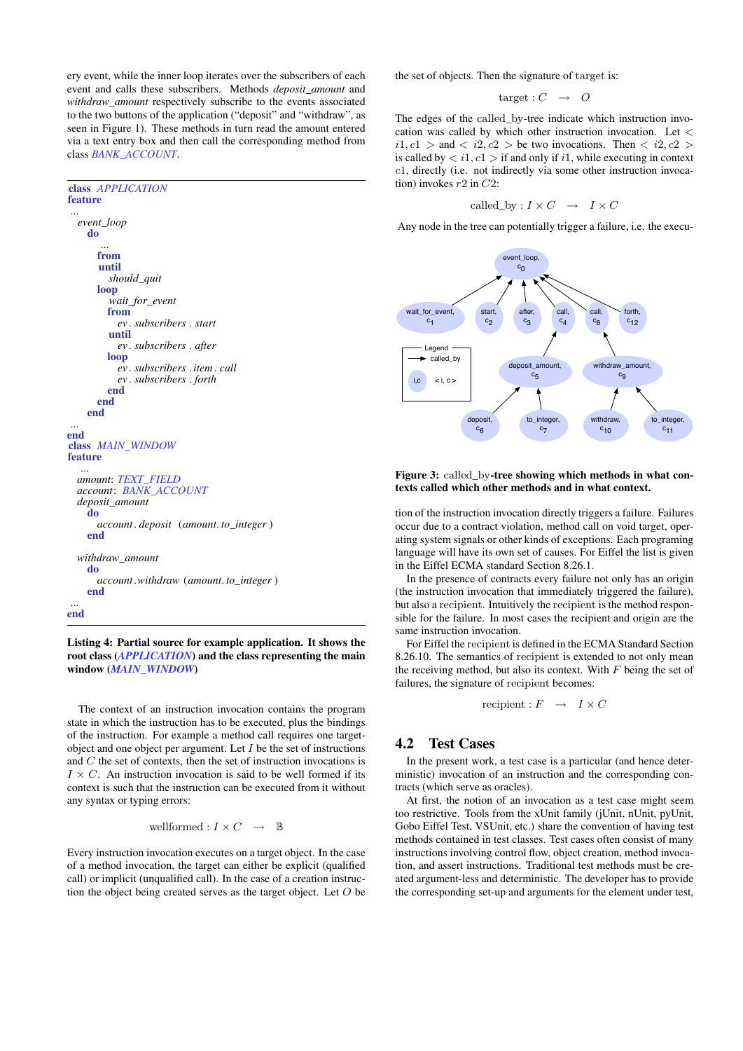ery event, while the inner loop iterates over the subscribers of each event and calls these subscribers. Methods *deposit_amount* and *withdraw_amount* respectively subscribe to the events associated to the two buttons of the application ("deposit" and "withdraw", as seen in Figure 1). These methods in turn read the amount entered via a text entry box and then call the corresponding method from class *BANK_ACCOUNT*.

```
class APPLICATION
feature
 ...
   event_loop
     do
        ...
       from
       until
          should_quit
       loop
          wait_for_event
          from
            ev. subscribers . start
          until
            ev. subscribers . after
          loop
            ev. subscribers . item . call
            ev. subscribers . forth
          end
       end
     end
 ...
end
class MAIN_WINDOW
feature
  ...
  amount: TEXT_FIELD
  account: BANK_ACCOUNT
  deposit_amount
    do
      account. deposit (amount. to_integer )
    end

  withdraw_amount
    do
      account.withdraw (amount. to_integer )
    end
 ...
end
```

**Listing 4: Partial source for example application. It shows the root class (*APPLICATION*) and the class representing the main window (*MAIN_WINDOW*)**

The context of an instruction invocation contains the program state in which the instruction has to be executed, plus the bindings of the instruction. For example a method call requires one target-object and one object per argument. Let $I$ be the set of instructions and $C$ the set of contexts, then the set of instruction invocations is $I \times C$. An instruction invocation is said to be well formed if its context is such that the instruction can be executed from it without any syntax or typing errors:

$$\text{wellformed} : I \times C \quad \rightarrow \quad \mathbb{B}$$

Every instruction invocation executes on a target object. In the case of a method invocation, the target can either be explicit (qualified call) or implicit (unqualified call). In the case of a creation instruction the object being created serves as the target object. Let $O$ be the set of objects. Then the signature of target is:

$$\text{target} : C \quad \rightarrow \quad O$$

The edges of the called_by-tree indicate which instruction invocation was called by which other instruction invocation. Let $< i1, c1 >$ and $< i2, c2 >$ be two invocations. Then $< i2, c2 >$ is called by $< i1, c1 >$ if and only if $i1$, while executing in context $c1$, directly (i.e. not indirectly via some other instruction invocation) invokes $r2$ in $C2$:

$$\text{called\_by} : I \times C \quad \rightarrow \quad I \times C$$

Any node in the tree can potentially trigger a failure, i.e. the execution of the instruction invocation directly triggers a failure. Failures occur due to a contract violation, method call on void target, operating system signals or other kinds of exceptions. Each programing language will have its own set of causes. For Eiffel the list is given in the Eiffel ECMA standard Section 8.26.1.

**Figure 3: called_by-tree showing which methods in what contexts called which other methods and in what context.**

In the presence of contracts every failure not only has an origin (the instruction invocation that immediately triggered the failure), but also a recipient. Intuitively the recipient is the method responsible for the failure. In most cases the recipient and origin are the same instruction invocation.

For Eiffel the recipient is defined in the ECMA Standard Section 8.26.10. The semantics of recipient is extended to not only mean the receiving method, but also its context. With $F$ being the set of failures, the signature of recipient becomes:

$$\text{recipient} : F \quad \rightarrow \quad I \times C$$

## 4.2 Test Cases

In the present work, a test case is a particular (and hence deterministic) invocation of an instruction and the corresponding contracts (which serve as oracles).

At first, the notion of an invocation as a test case might seem too restrictive. Tools from the xUnit family (jUnit, nUnit, pyUnit, Gobo Eiffel Test, VSUnit, etc.) share the convention of having test methods contained in test classes. Test cases often consist of many instructions involving control flow, object creation, method invocation, and assert instructions. Traditional test methods must be created argument-less and deterministic. The developer has to provide the corresponding set-up and arguments for the element under test,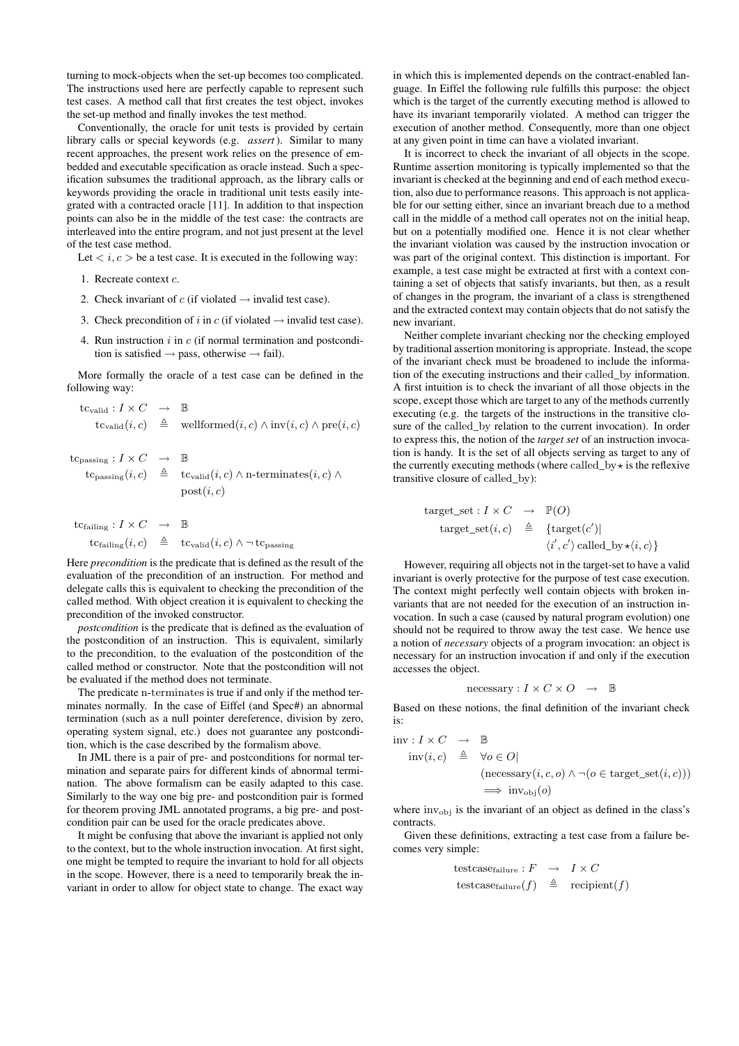turning to mock-objects when the set-up becomes too complicated. The instructions used here are perfectly capable to represent such test cases. A method call that first creates the test object, invokes the set-up method and finally invokes the test method.

Conventionally, the oracle for unit tests is provided by certain library calls or special keywords (e.g. *assert*). Similar to many recent approaches, the present work relies on the presence of embedded and executable specification as oracle instead. Such a specification subsumes the traditional approach, as the library calls or keywords providing the oracle in traditional unit tests easily integrated with a contracted oracle [11]. In addition to that inspection points can also be in the middle of the test case: the contracts are interleaved into the entire program, and not just present at the level of the test case method.

Let $< i, c >$ be a test case. It is executed in the following way:

1. Recreate context $c$.
2. Check invariant of $c$ (if violated $\rightarrow$ invalid test case).
3. Check precondition of $i$ in $c$ (if violated $\rightarrow$ invalid test case).
4. Run instruction $i$ in $c$ (if normal termination and postcondition is satisfied $\rightarrow$ pass, otherwise $\rightarrow$ fail).

More formally the oracle of a test case can be defined in the following way:

$$\begin{aligned} \mathrm{tc_{valid}} : I \times C &\rightarrow \mathbb{B} \\ \mathrm{tc_{valid}}(i, c) &\triangleq \mathrm{wellformed}(i, c) \wedge \mathrm{inv}(i, c) \wedge \mathrm{pre}(i, c) \end{aligned}$$

$$\begin{aligned} \mathrm{tc_{passing}} : I \times C &\rightarrow \mathbb{B} \\ \mathrm{tc_{passing}}(i, c) &\triangleq \mathrm{tc_{valid}}(i, c) \wedge \text{n-terminates}(i, c) \wedge \\ &\quad\ \mathrm{post}(i, c) \end{aligned}$$

$$\begin{aligned} \mathrm{tc_{failing}} : I \times C &\rightarrow \mathbb{B} \\ \mathrm{tc_{failing}}(i, c) &\triangleq \mathrm{tc_{valid}}(i, c) \wedge \neg\, \mathrm{tc_{passing}} \end{aligned}$$

Here *precondition* is the predicate that is defined as the result of the evaluation of the precondition of an instruction. For method and delegate calls this is equivalent to checking the precondition of the called method. With object creation it is equivalent to checking the precondition of the invoked constructor.

*postcondition* is the predicate that is defined as the evaluation of the postcondition of an instruction. This is equivalent, similarly to the precondition, to the evaluation of the postcondition of the called method or constructor. Note that the postcondition will not be evaluated if the method does not terminate.

The predicate n-terminates is true if and only if the method terminates normally. In the case of Eiffel (and Spec#) an abnormal termination (such as a null pointer dereference, division by zero, operating system signal, etc.) does not guarantee any postcondition, which is the case described by the formalism above.

In JML there is a pair of pre- and postconditions for normal termination and separate pairs for different kinds of abnormal termination. The above formalism can be easily adapted to this case. Similarly to the way one big pre- and postcondition pair is formed for theorem proving JML annotated programs, a big pre- and postcondition pair can be used for the oracle predicates above.

It might be confusing that above the invariant is applied not only to the context, but to the whole instruction invocation. At first sight, one might be tempted to require the invariant to hold for all objects in the scope. However, there is a need to temporarily break the invariant in order to allow for object state to change. The exact way in which this is implemented depends on the contract-enabled language. In Eiffel the following rule fulfills this purpose: the object which is the target of the currently executing method is allowed to have its invariant temporarily violated. A method can trigger the execution of another method. Consequently, more than one object at any given point in time can have a violated invariant.

It is incorrect to check the invariant of all objects in the scope. Runtime assertion monitoring is typically implemented so that the invariant is checked at the beginning and end of each method execution, also due to performance reasons. This approach is not applicable for our setting either, since an invariant breach due to a method call in the middle of a method call operates not on the initial heap, but on a potentially modified one. Hence it is not clear whether the invariant violation was caused by the instruction invocation or was part of the original context. This distinction is important. For example, a test case might be extracted at first with a context containing a set of objects that satisfy invariants, but then, as a result of changes in the program, the invariant of a class is strengthened and the extracted context may contain objects that do not satisfy the new invariant.

Neither complete invariant checking nor the checking employed by traditional assertion monitoring is appropriate. Instead, the scope of the invariant check must be broadened to include the information of the executing instructions and their called_by information. A first intuition is to check the invariant of all those objects in the scope, except those which are target to any of the methods currently executing (e.g. the targets of the instructions in the transitive closure of the called_by relation to the current invocation). In order to express this, the notion of the *target set* of an instruction invocation is handy. It is the set of all objects serving as target to any of the currently executing methods (where called_by$\star$ is the reflexive transitive closure of called_by):

$$\begin{aligned} \mathrm{target\_set} : I \times C &\rightarrow \mathbb{P}(O) \\ \mathrm{target\_set}(i, c) &\triangleq \{\mathrm{target}(c') | \\ &\quad\ \langle i', c' \rangle\ \mathrm{called\_by}\star\langle i, c \rangle\} \end{aligned}$$

However, requiring all objects not in the target-set to have a valid invariant is overly protective for the purpose of test case execution. The context might perfectly well contain objects with broken invariants that are not needed for the execution of an instruction invocation. In such a case (caused by natural program evolution) one should not be required to throw away the test case. We hence use a notion of *necessary* objects of a program invocation: an object is necessary for an instruction invocation if and only if the execution accesses the object.

$$\mathrm{necessary} : I \times C \times O \quad \rightarrow \quad \mathbb{B}$$

Based on these notions, the final definition of the invariant check is:

$$\begin{aligned} \mathrm{inv} : I \times C &\rightarrow \mathbb{B} \\ \mathrm{inv}(i, c) &\triangleq \forall o \in O | \\ &\quad\ (\mathrm{necessary}(i, c, o) \wedge \neg(o \in \mathrm{target\_set}(i, c))) \\ &\quad\ \implies \mathrm{inv_{obj}}(o) \end{aligned}$$

where $\mathrm{inv_{obj}}$ is the invariant of an object as defined in the class's contracts.

Given these definitions, extracting a test case from a failure becomes very simple:

$$\begin{aligned} \mathrm{testcase_{failure}} : F &\rightarrow I \times C \\ \mathrm{testcase_{failure}}(f) &\triangleq \mathrm{recipient}(f) \end{aligned}$$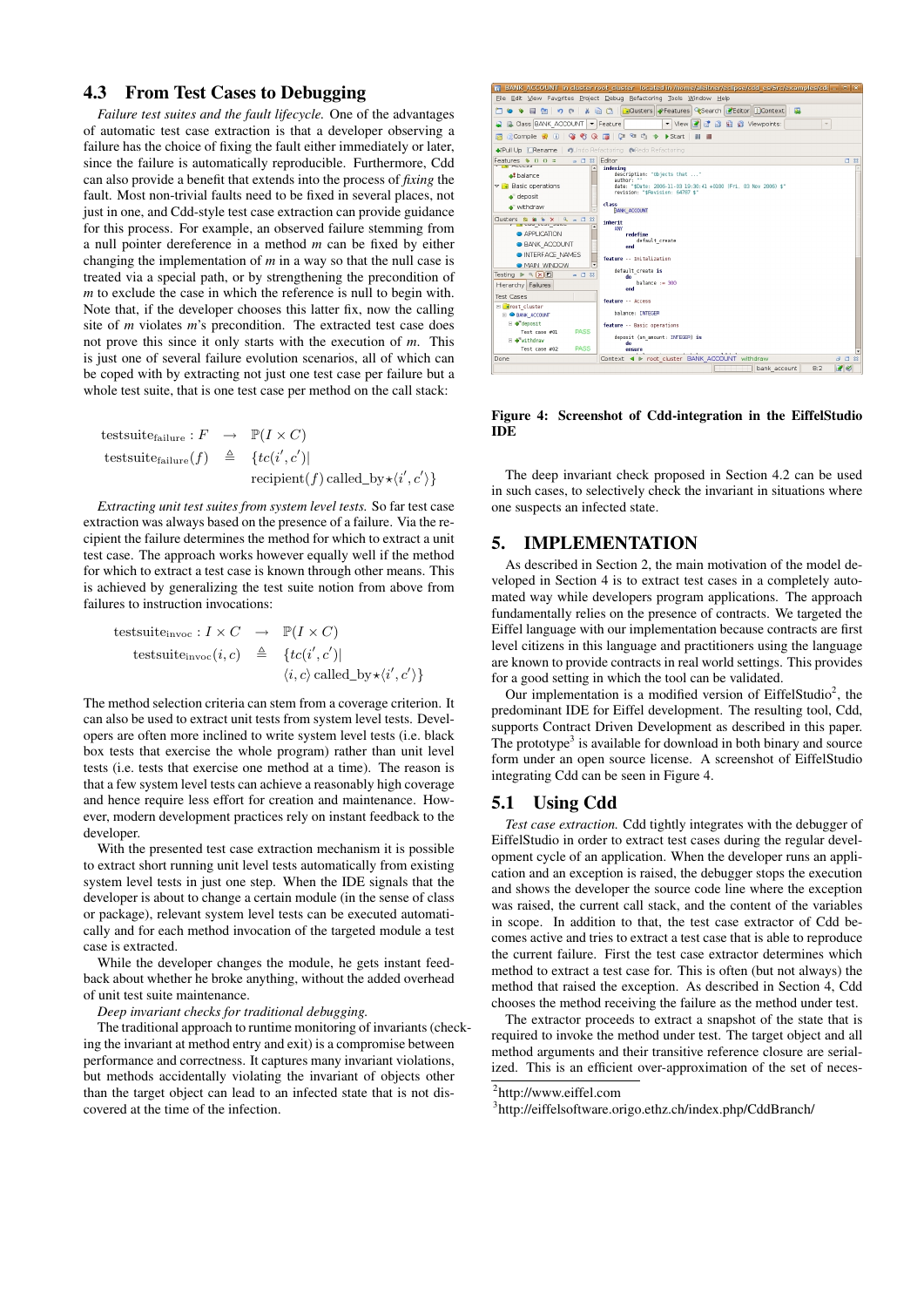## 4.3 From Test Cases to Debugging

*Failure test suites and the fault lifecycle.* One of the advantages of automatic test case extraction is that a developer observing a failure has the choice of fixing the fault either immediately or later, since the failure is automatically reproducible. Furthermore, Cdd can also provide a benefit that extends into the process of *fixing* the fault. Most non-trivial faults need to be fixed in several places, not just in one, and Cdd-style test case extraction can provide guidance for this process. For example, an observed failure stemming from a null pointer dereference in a method *m* can be fixed by either changing the implementation of *m* in a way so that the null case is treated via a special path, or by strengthening the precondition of *m* to exclude the case in which the reference is null to begin with. Note that, if the developer chooses this latter fix, now the calling site of *m* violates *m*'s precondition. The extracted test case does not prove this since it only starts with the execution of *m*. This is just one of several failure evolution scenarios, all of which can be coped with by extracting not just one test case per failure but a whole test suite, that is one test case per method on the call stack:

$$
\begin{aligned}
\text{testsuite}_{\text{failure}} : F &\rightarrow \mathbb{P}(I \times C) \\
\text{testsuite}_{\text{failure}}(f) &\triangleq \{tc(i', c')| \\
&\quad \text{recipient}(f) \text{ called\_by}\star\langle i', c'\rangle\}
\end{aligned}
$$

*Extracting unit test suites from system level tests.* So far test case extraction was always based on the presence of a failure. Via the recipient the failure determines the method for which to extract a unit test case. The approach works however equally well if the method for which to extract a test case is known through other means. This is achieved by generalizing the test suite notion from above from failures to instruction invocations:

$$
\begin{aligned}
\text{testsuite}_{\text{invoc}} : I \times C &\rightarrow \mathbb{P}(I \times C) \\
\text{testsuite}_{\text{invoc}}(i, c) &\triangleq \{tc(i', c')| \\
&\quad \langle i, c\rangle \text{ called\_by}\star\langle i', c'\rangle\}
\end{aligned}
$$

The method selection criteria can stem from a coverage criterion. It can also be used to extract unit tests from system level tests. Developers are often more inclined to write system level tests (i.e. black box tests that exercise the whole program) rather than unit level tests (i.e. tests that exercise one method at a time). The reason is that a few system level tests can achieve a reasonably high coverage and hence require less effort for creation and maintenance. However, modern development practices rely on instant feedback to the developer.

With the presented test case extraction mechanism it is possible to extract short running unit level tests automatically from existing system level tests in just one step. When the IDE signals that the developer is about to change a certain module (in the sense of class or package), relevant system level tests can be executed automatically and for each method invocation of the targeted module a test case is extracted.

While the developer changes the module, he gets instant feedback about whether he broke anything, without the added overhead of unit test suite maintenance.

*Deep invariant checks for traditional debugging.*

The traditional approach to runtime monitoring of invariants (checking the invariant at method entry and exit) is a compromise between performance and correctness. It captures many invariant violations, but methods accidentally violating the invariant of objects other than the target object can lead to an infected state that is not discovered at the time of the infection.

**Figure 4: Screenshot of Cdd-integration in the EiffelStudio IDE**

The deep invariant check proposed in Section 4.2 can be used in such cases, to selectively check the invariant in situations where one suspects an infected state.

# 5. IMPLEMENTATION

As described in Section 2, the main motivation of the model developed in Section 4 is to extract test cases in a completely automated way while developers program applications. The approach fundamentally relies on the presence of contracts. We targeted the Eiffel language with our implementation because contracts are first level citizens in this language and practitioners using the language are known to provide contracts in real world settings. This provides for a good setting in which the tool can be validated.

Our implementation is a modified version of EiffelStudio[2], the predominant IDE for Eiffel development. The resulting tool, Cdd, supports Contract Driven Development as described in this paper. The prototype[3] is available for download in both binary and source form under an open source license. A screenshot of EiffelStudio integrating Cdd can be seen in Figure 4.

## 5.1 Using Cdd

*Test case extraction.* Cdd tightly integrates with the debugger of EiffelStudio in order to extract test cases during the regular development cycle of an application. When the developer runs an application and an exception is raised, the debugger stops the execution and shows the developer the source code line where the exception was raised, the current call stack, and the content of the variables in scope. In addition to that, the test case extractor of Cdd becomes active and tries to extract a test case that is able to reproduce the current failure. First the test case extractor determines which method to extract a test case for. This is often (but not always) the method that raised the exception. As described in Section 4, Cdd chooses the method receiving the failure as the method under test.

The extractor proceeds to extract a snapshot of the state that is required to invoke the method under test. The target object and all method arguments and their transitive reference closure are serialized. This is an efficient over-approximation of the set of neces-

[2] http://www.eiffel.com

[3] http://eiffelsoftware.origo.ethz.ch/index.php/CddBranch/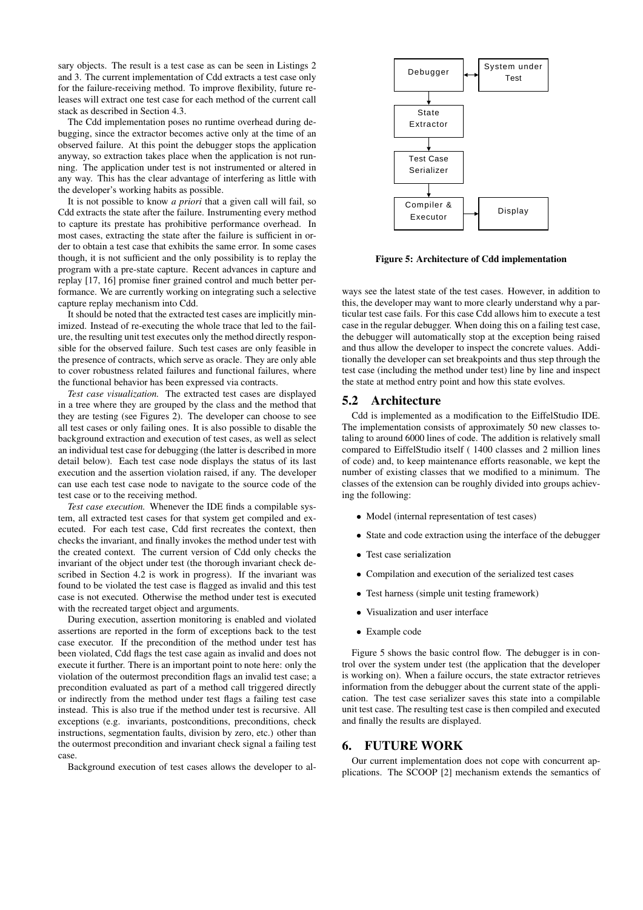sary objects. The result is a test case as can be seen in Listings 2 and 3. The current implementation of Cdd extracts a test case only for the failure-receiving method. To improve flexibility, future releases will extract one test case for each method of the current call stack as described in Section 4.3.

The Cdd implementation poses no runtime overhead during debugging, since the extractor becomes active only at the time of an observed failure. At this point the debugger stops the application anyway, so extraction takes place when the application is not running. The application under test is not instrumented or altered in any way. This has the clear advantage of interfering as little with the developer's working habits as possible.

It is not possible to know *a priori* that a given call will fail, so Cdd extracts the state after the failure. Instrumenting every method to capture its prestate has prohibitive performance overhead. In most cases, extracting the state after the failure is sufficient in order to obtain a test case that exhibits the same error. In some cases though, it is not sufficient and the only possibility is to replay the program with a pre-state capture. Recent advances in capture and replay [17, 16] promise finer grained control and much better performance. We are currently working on integrating such a selective capture replay mechanism into Cdd.

It should be noted that the extracted test cases are implicitly minimized. Instead of re-executing the whole trace that led to the failure, the resulting unit test executes only the method directly responsible for the observed failure. Such test cases are only feasible in the presence of contracts, which serve as oracle. They are only able to cover robustness related failures and functional failures, where the functional behavior has been expressed via contracts.

*Test case visualization.* The extracted test cases are displayed in a tree where they are grouped by the class and the method that they are testing (see Figures 2). The developer can choose to see all test cases or only failing ones. It is also possible to disable the background extraction and execution of test cases, as well as select an individual test case for debugging (the latter is described in more detail below). Each test case node displays the status of its last execution and the assertion violation raised, if any. The developer can use each test case node to navigate to the source code of the test case or to the receiving method.

*Test case execution.* Whenever the IDE finds a compilable system, all extracted test cases for that system get compiled and executed. For each test case, Cdd first recreates the context, then checks the invariant, and finally invokes the method under test with the created context. The current version of Cdd only checks the invariant of the object under test (the thorough invariant check described in Section 4.2 is work in progress). If the invariant was found to be violated the test case is flagged as invalid and this test case is not executed. Otherwise the method under test is executed with the recreated target object and arguments.

During execution, assertion monitoring is enabled and violated assertions are reported in the form of exceptions back to the test case executor. If the precondition of the method under test has been violated, Cdd flags the test case again as invalid and does not execute it further. There is an important point to note here: only the violation of the outermost precondition flags an invalid test case; a precondition evaluated as part of a method call triggered directly or indirectly from the method under test flags a failing test case instead. This is also true if the method under test is recursive. All exceptions (e.g. invariants, postconditions, preconditions, check instructions, segmentation faults, division by zero, etc.) other than the outermost precondition and invariant check signal a failing test case.

Background execution of test cases allows the developer to always see the latest state of the test cases. However, in addition to this, the developer may want to more clearly understand why a particular test case fails. For this case Cdd allows him to execute a test case in the regular debugger. When doing this on a failing test case, the debugger will automatically stop at the exception being raised and thus allow the developer to inspect the concrete values. Additionally the developer can set breakpoints and thus step through the test case (including the method under test) line by line and inspect the state at method entry point and how this state evolves.

Debugger
System under Test
State Extractor
Test Case Serializer
Compiler & Executor
Display

**Figure 5: Architecture of Cdd implementation**

## 5.2 Architecture

Cdd is implemented as a modification to the EiffelStudio IDE. The implementation consists of approximately 50 new classes totaling to around 6000 lines of code. The addition is relatively small compared to EiffelStudio itself ( 1400 classes and 2 million lines of code) and, to keep maintenance efforts reasonable, we kept the number of existing classes that we modified to a minimum. The classes of the extension can be roughly divided into groups achieving the following:

- Model (internal representation of test cases)
- State and code extraction using the interface of the debugger
- Test case serialization
- Compilation and execution of the serialized test cases
- Test harness (simple unit testing framework)
- Visualization and user interface
- Example code

Figure 5 shows the basic control flow. The debugger is in control over the system under test (the application that the developer is working on). When a failure occurs, the state extractor retrieves information from the debugger about the current state of the application. The test case serializer saves this state into a compilable unit test case. The resulting test case is then compiled and executed and finally the results are displayed.

# 6. FUTURE WORK

Our current implementation does not cope with concurrent applications. The SCOOP [2] mechanism extends the semantics of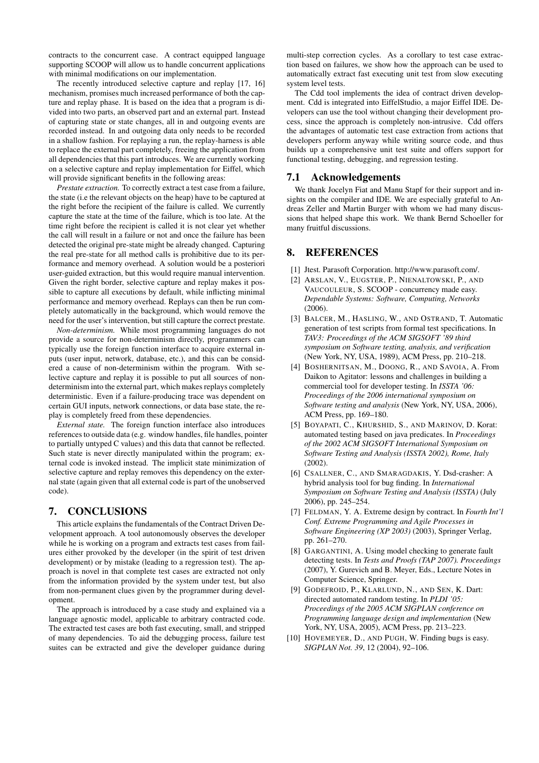contracts to the concurrent case. A contract equipped language supporting SCOOP will allow us to handle concurrent applications with minimal modifications on our implementation.

The recently introduced selective capture and replay [17, 16] mechanism, promises much increased performance of both the capture and replay phase. It is based on the idea that a program is divided into two parts, an observed part and an external part. Instead of capturing state or state changes, all in and outgoing events are recorded instead. In and outgoing data only needs to be recorded in a shallow fashion. For replaying a run, the replay-harness is able to replace the external part completely, freeing the application from all dependencies that this part introduces. We are currently working on a selective capture and replay implementation for Eiffel, which will provide significant benefits in the following areas:

*Prestate extraction.* To correctly extract a test case from a failure, the state (i.e the relevant objects on the heap) have to be captured at the right before the recipient of the failure is called. We currently capture the state at the time of the failure, which is too late. At the time right before the recipient is called it is not clear yet whether the call will result in a failure or not and once the failure has been detected the original pre-state might be already changed. Capturing the real pre-state for all method calls is prohibitive due to its performance and memory overhead. A solution would be a posteriori user-guided extraction, but this would require manual intervention. Given the right border, selective capture and replay makes it possible to capture all executions by default, while inflicting minimal performance and memory overhead. Replays can then be run completely automatically in the background, which would remove the need for the user's intervention, but still capture the correct prestate.

*Non-determinism.* While most programming languages do not provide a source for non-determinism directly, programmers can typically use the foreign function interface to acquire external inputs (user input, network, database, etc.), and this can be considered a cause of non-determinism within the program. With selective capture and replay it is possible to put all sources of non-determinism into the external part, which makes replays completely deterministic. Even if a failure-producing trace was dependent on certain GUI inputs, network connections, or data base state, the replay is completely freed from these dependencies.

*External state.* The foreign function interface also introduces references to outside data (e.g. window handles, file handles, pointer to partially untyped C values) and this data that cannot be reflected. Such state is never directly manipulated within the program; external code is invoked instead. The implicit state minimization of selective capture and replay removes this dependency on the external state (again given that all external code is part of the unobserved code).

## 7. CONCLUSIONS

This article explains the fundamentals of the Contract Driven Development approach. A tool autonomously observes the developer while he is working on a program and extracts test cases from failures either provoked by the developer (in the spirit of test driven development) or by mistake (leading to a regression test). The approach is novel in that complete test cases are extracted not only from the information provided by the system under test, but also from non-permanent clues given by the programmer during development.

The approach is introduced by a case study and explained via a language agnostic model, applicable to arbitrary contracted code. The extracted test cases are both fast executing, small, and stripped of many dependencies. To aid the debugging process, failure test suites can be extracted and give the developer guidance during multi-step correction cycles. As a corollary to test case extraction based on failures, we show how the approach can be used to automatically extract fast executing unit test from slow executing system level tests.

The Cdd tool implements the idea of contract driven development. Cdd is integrated into EiffelStudio, a major Eiffel IDE. Developers can use the tool without changing their development process, since the approach is completely non-intrusive. Cdd offers the advantages of automatic test case extraction from actions that developers perform anyway while writing source code, and thus builds up a comprehensive unit test suite and offers support for functional testing, debugging, and regression testing.

### 7.1 Acknowledgements

We thank Jocelyn Fiat and Manu Stapf for their support and insights on the compiler and IDE. We are especially grateful to Andreas Zeller and Martin Burger with whom we had many discussions that helped shape this work. We thank Bernd Schoeller for many fruitful discussions.

## 8. REFERENCES

[1] Jtest. Parasoft Corporation. http://www.parasoft.com/.

[2] Arslan, V., Eugster, P., Nienaltowski, P., and Vaucouleur, S. SCOOP - concurrency made easy. *Dependable Systems: Software, Computing, Networks* (2006).

[3] Balcer, M., Hasling, W., and Ostrand, T. Automatic generation of test scripts from formal test specifications. In *TAV3: Proceedings of the ACM SIGSOFT '89 third symposium on Software testing, analysis, and verification* (New York, NY, USA, 1989), ACM Press, pp. 210–218.

[4] Boshernitsan, M., Doong, R., and Savoia, A. From Daikon to Agitator: lessons and challenges in building a commercial tool for developer testing. In *ISSTA '06: Proceedings of the 2006 international symposium on Software testing and analysis* (New York, NY, USA, 2006), ACM Press, pp. 169–180.

[5] Boyapati, C., Khurshid, S., and Marinov, D. Korat: automated testing based on java predicates. In *Proceedings of the 2002 ACM SIGSOFT International Symposium on Software Testing and Analysis (ISSTA 2002), Rome, Italy* (2002).

[6] Csallner, C., and Smaragdakis, Y. Dsd-crasher: A hybrid analysis tool for bug finding. In *International Symposium on Software Testing and Analysis (ISSTA)* (July 2006), pp. 245–254.

[7] Feldman, Y. A. Extreme design by contract. In *Fourth Int'l Conf. Extreme Programming and Agile Processes in Software Engineering (XP 2003)* (2003), Springer Verlag, pp. 261–270.

[8] Gargantini, A. Using model checking to generate fault detecting tests. In *Tests and Proofs (TAP 2007). Proceedings* (2007), Y. Gurevich and B. Meyer, Eds., Lecture Notes in Computer Science, Springer.

[9] Godefroid, P., Klarlund, N., and Sen, K. Dart: directed automated random testing. In *PLDI '05: Proceedings of the 2005 ACM SIGPLAN conference on Programming language design and implementation* (New York, NY, USA, 2005), ACM Press, pp. 213–223.

[10] Hovemeyer, D., and Pugh, W. Finding bugs is easy. *SIGPLAN Not. 39*, 12 (2004), 92–106.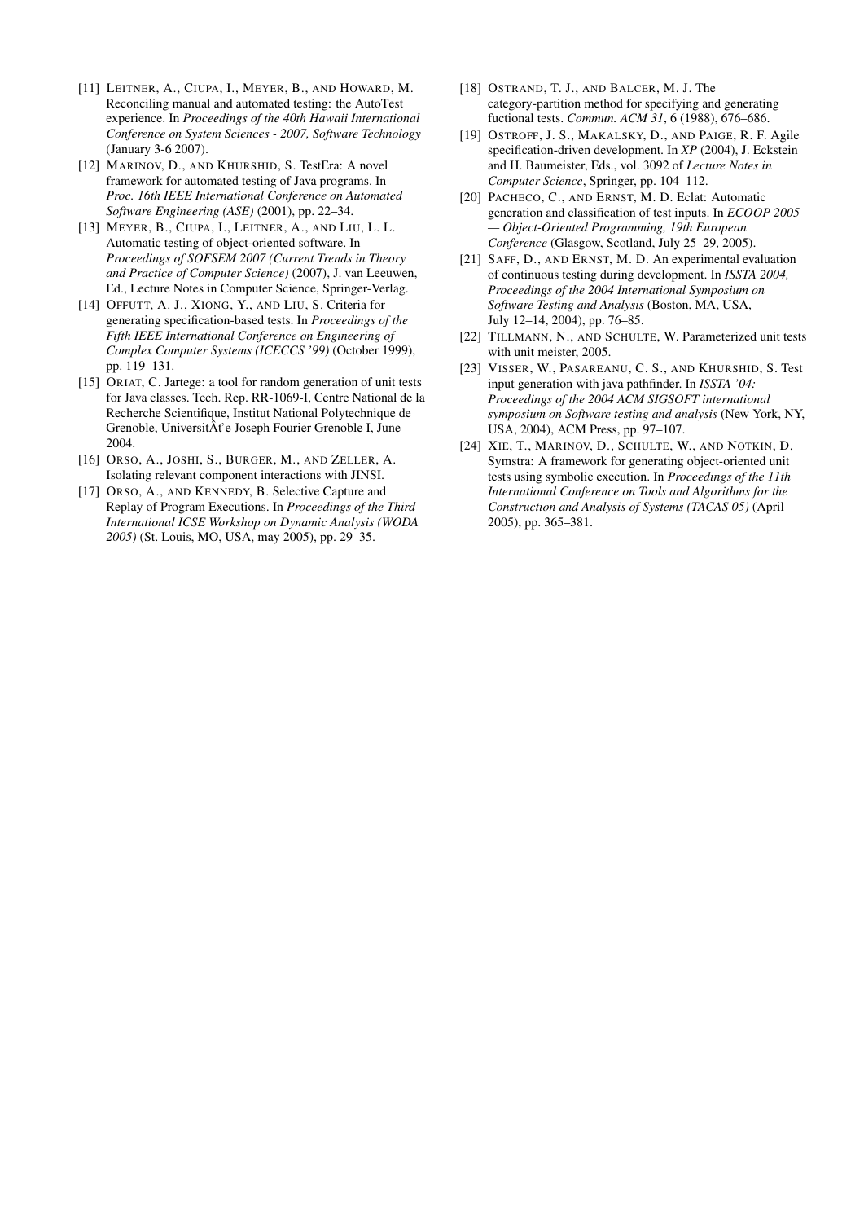[11] Leitner, A., Ciupa, I., Meyer, B., and Howard, M. Reconciling manual and automated testing: the AutoTest experience. In *Proceedings of the 40th Hawaii International Conference on System Sciences - 2007, Software Technology* (January 3-6 2007).

[12] Marinov, D., and Khurshid, S. TestEra: A novel framework for automated testing of Java programs. In *Proc. 16th IEEE International Conference on Automated Software Engineering (ASE)* (2001), pp. 22–34.

[13] Meyer, B., Ciupa, I., Leitner, A., and Liu, L. L. Automatic testing of object-oriented software. In *Proceedings of SOFSEM 2007 (Current Trends in Theory and Practice of Computer Science)* (2007), J. van Leeuwen, Ed., Lecture Notes in Computer Science, Springer-Verlag.

[14] Offutt, A. J., Xiong, Y., and Liu, S. Criteria for generating specification-based tests. In *Proceedings of the Fifth IEEE International Conference on Engineering of Complex Computer Systems (ICECCS '99)* (October 1999), pp. 119–131.

[15] Oriat, C. Jartege: a tool for random generation of unit tests for Java classes. Tech. Rep. RR-1069-I, Centre National de la Recherche Scientifique, Institut National Polytechnique de Grenoble, UniversitÂt'e Joseph Fourier Grenoble I, June 2004.

[16] Orso, A., Joshi, S., Burger, M., and Zeller, A. Isolating relevant component interactions with JINSI.

[17] Orso, A., and Kennedy, B. Selective Capture and Replay of Program Executions. In *Proceedings of the Third International ICSE Workshop on Dynamic Analysis (WODA 2005)* (St. Louis, MO, USA, may 2005), pp. 29–35.

[18] Ostrand, T. J., and Balcer, M. J. The category-partition method for specifying and generating fuctional tests. *Commun. ACM 31*, 6 (1988), 676–686.

[19] Ostroff, J. S., Makalsky, D., and Paige, R. F. Agile specification-driven development. In *XP* (2004), J. Eckstein and H. Baumeister, Eds., vol. 3092 of *Lecture Notes in Computer Science*, Springer, pp. 104–112.

[20] Pacheco, C., and Ernst, M. D. Eclat: Automatic generation and classification of test inputs. In *ECOOP 2005 — Object-Oriented Programming, 19th European Conference* (Glasgow, Scotland, July 25–29, 2005).

[21] Saff, D., and Ernst, M. D. An experimental evaluation of continuous testing during development. In *ISSTA 2004, Proceedings of the 2004 International Symposium on Software Testing and Analysis* (Boston, MA, USA, July 12–14, 2004), pp. 76–85.

[22] Tillmann, N., and Schulte, W. Parameterized unit tests with unit meister, 2005.

[23] Visser, W., Pasareanu, C. S., and Khurshid, S. Test input generation with java pathfinder. In *ISSTA '04: Proceedings of the 2004 ACM SIGSOFT international symposium on Software testing and analysis* (New York, NY, USA, 2004), ACM Press, pp. 97–107.

[24] Xie, T., Marinov, D., Schulte, W., and Notkin, D. Symstra: A framework for generating object-oriented unit tests using symbolic execution. In *Proceedings of the 11th International Conference on Tools and Algorithms for the Construction and Analysis of Systems (TACAS 05)* (April 2005), pp. 365–381.